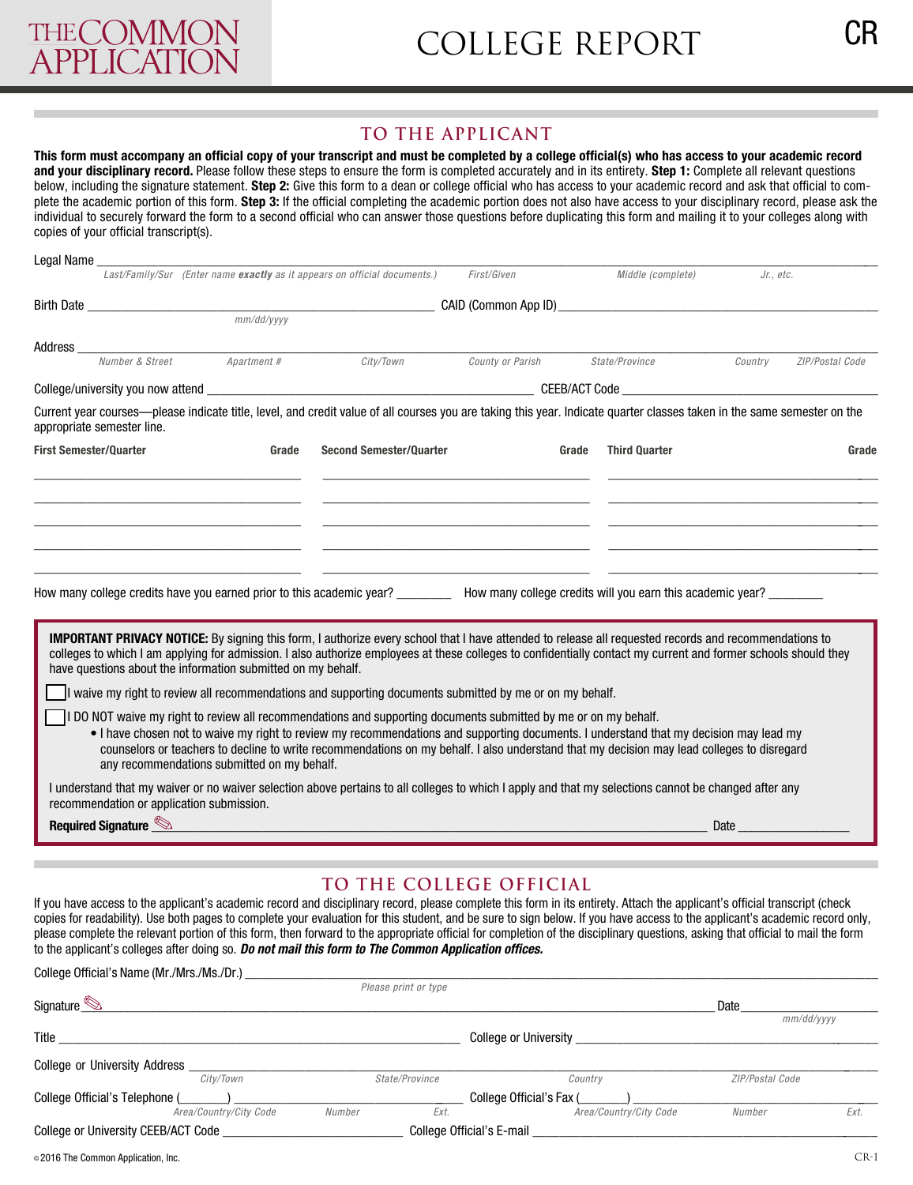# THE COMMON APPLICATION

# COLLEGE REPORT

CR

## TO THE APPLICANT

**This form must accompany an official copy of your transcript and must be completed by a college official(s) who has access to your academic record and your disciplinary record.** Please follow these steps to ensure the form is completed accurately and in its entirety. **Step 1:** Complete all relevant questions below, including the signature statement. **Step 2:** Give this form to a dean or college official who has access to your academic record and ask that official to complete the academic portion of this form. **Step 3:** If the official completing the academic portion does not also have access to your disciplinary record, please ask the individual to securely forward the form to a second official who can answer those questions before duplicating this form and mailing it to your colleges along with copies of your official transcript(s).

Legal Name ______________________________________________________________________
*Last/Family/Sur (Enter name **exactly** as it appears on official documents.)* *First/Given* *Middle (complete)* *Jr., etc.*

Birth Date ____________________ CAID (Common App ID) ____________________
*mm/dd/yyyy*

Address ______________________________________________________________________
*Number & Street* *Apartment #* *City/Town* *County or Parish* *State/Province* *Country* *ZIP/Postal Code*

College/university you now attend ____________________ CEEB/ACT Code ____________________

Current year courses—please indicate title, level, and credit value of all courses you are taking this year. Indicate quarter classes taken in the same semester on the appropriate semester line.

| First Semester/Quarter | Grade | Second Semester/Quarter | Grade | Third Quarter | Grade |
|---|---|---|---|---|---|
| | | | | | |
| | | | | | |
| | | | | | |
| | | | | | |
| | | | | | |

How many college credits have you earned prior to this academic year? ________ How many college credits will you earn this academic year? ________

**IMPORTANT PRIVACY NOTICE:** By signing this form, I authorize every school that I have attended to release all requested records and recommendations to colleges to which I am applying for admission. I also authorize employees at these colleges to confidentially contact my current and former schools should they have questions about the information submitted on my behalf.

☐ I waive my right to review all recommendations and supporting documents submitted by me or on my behalf.

☐ I DO NOT waive my right to review all recommendations and supporting documents submitted by me or on my behalf.

- I have chosen not to waive my right to review my recommendations and supporting documents. I understand that my decision may lead my counselors or teachers to decline to write recommendations on my behalf. I also understand that my decision may lead colleges to disregard any recommendations submitted on my behalf.

I understand that my waiver or no waiver selection above pertains to all colleges to which I apply and that my selections cannot be changed after any recommendation or application submission.

**Required Signature** ____________________________________________ Date ________________

## TO THE COLLEGE OFFICIAL

If you have access to the applicant's academic record and disciplinary record, please complete this form in its entirety. Attach the applicant's official transcript (check copies for readability). Use both pages to complete your evaluation for this student, and be sure to sign below. If you have access to the applicant's academic record only, please complete the relevant portion of this form, then forward to the appropriate official for completion of the disciplinary questions, asking that official to mail the form to the applicant's colleges after doing so. ***Do not mail this form to The Common Application offices.***

College Official's Name (Mr./Mrs./Ms./Dr.) ____________________________________________
*Please print or type*

Signature ____________________________________________ Date ________________
*mm/dd/yyyy*

Title ____________________ College or University ____________________

College or University Address ______________________________________________________
*City/Town* *State/Province* *Country* *ZIP/Postal Code*

College Official's Telephone (_______) ____________________ College Official's Fax (_______) ____________________
*Area/Country/City Code* *Number* *Ext.* *Area/Country/City Code* *Number* *Ext.*

College or University CEEB/ACT Code ____________________ College Official's E-mail ____________________

© 2016 The Common Application, Inc.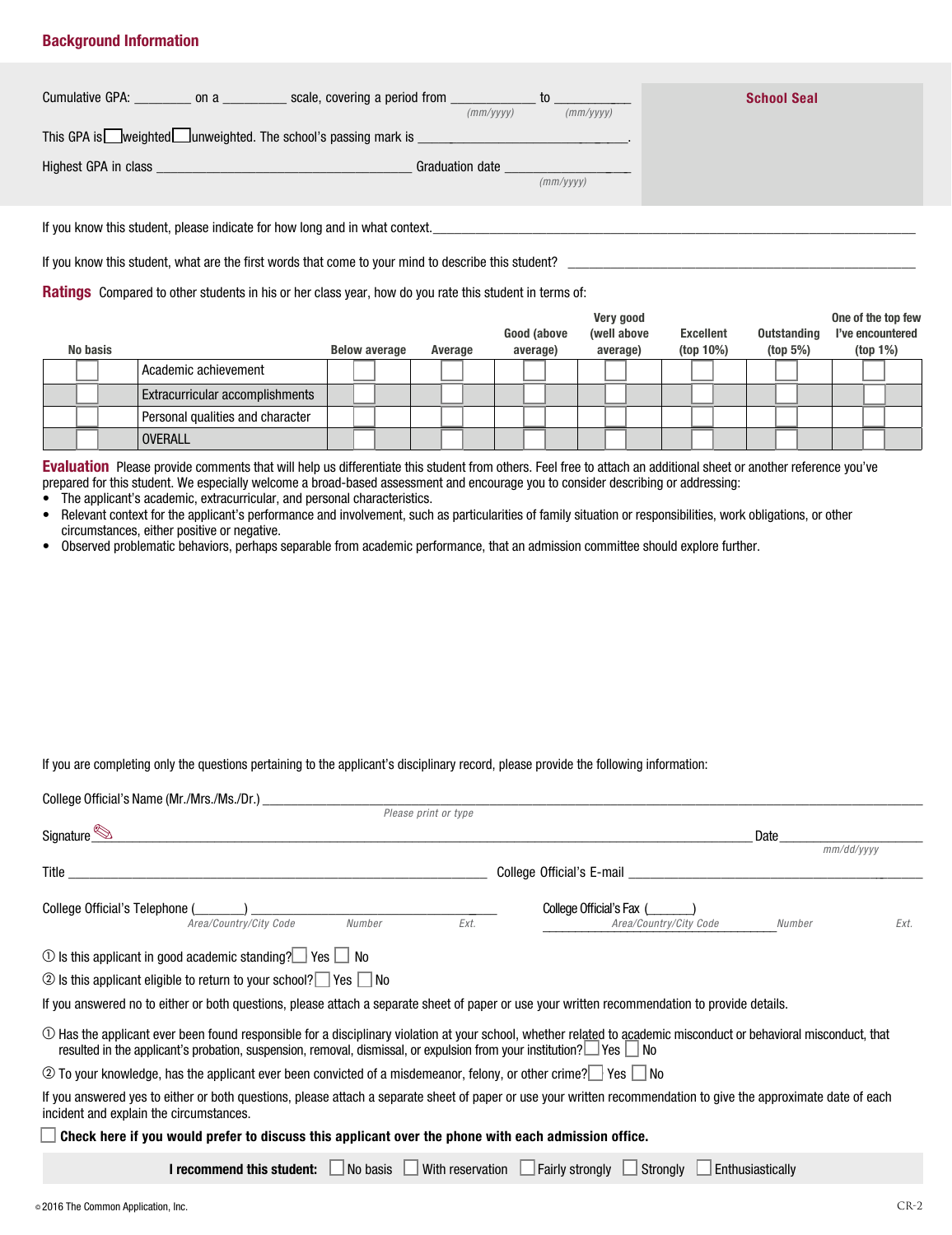## Background Information

Cumulative GPA: ________ on a _________ scale, covering a period from ____________ to ____________
*(mm/yyyy)* *(mm/yyyy)*

This GPA is ☐ weighted ☐ unweighted. The school's passing mark is ________________________.

Highest GPA in class ____________________________________ Graduation date ________________
*(mm/yyyy)*

**School Seal**

If you know this student, please indicate for how long and in what context.________________________________________________________________________

If you know this student, what are the first words that come to your mind to describe this student? ________________________________________________

**Ratings** Compared to other students in his or her class year, how do you rate this student in terms of:

| No basis | | Below average | Average | Good (above average) | Very good (well above average) | Excellent (top 10%) | Outstanding (top 5%) | One of the top few I've encountered (top 1%) |
|---|---|---|---|---|---|---|---|---|
| ☐ | Academic achievement | ☐ | ☐ | ☐ | ☐ | ☐ | ☐ | ☐ |
| ☐ | Extracurricular accomplishments | ☐ | ☐ | ☐ | ☐ | ☐ | ☐ | ☐ |
| ☐ | Personal qualities and character | ☐ | ☐ | ☐ | ☐ | ☐ | ☐ | ☐ |
| ☐ | OVERALL | ☐ | ☐ | ☐ | ☐ | ☐ | ☐ | ☐ |

**Evaluation** Please provide comments that will help us differentiate this student from others. Feel free to attach an additional sheet or another reference you've prepared for this student. We especially welcome a broad-based assessment and encourage you to consider describing or addressing:

- The applicant's academic, extracurricular, and personal characteristics.
- Relevant context for the applicant's performance and involvement, such as particularities of family situation or responsibilities, work obligations, or other circumstances, either positive or negative.
- Observed problematic behaviors, perhaps separable from academic performance, that an admission committee should explore further.

If you are completing only the questions pertaining to the applicant's disciplinary record, please provide the following information:

College Official's Name (Mr./Mrs./Ms./Dr.) ________________________________________________________________________
*Please print or type*

Signature ________________________________________________________________________ Date ________________
*mm/dd/yyyy*

Title ______________________________________________ College Official's E-mail ______________________________________

College Official's Telephone (_______) ______________________________
*Area/Country/City Code* *Number* *Ext.*

College Official's Fax (_______) ______________________________
*Area/Country/City Code* *Number* *Ext.*

① Is this applicant in good academic standing? ☐ Yes ☐ No

② Is this applicant eligible to return to your school? ☐ Yes ☐ No

If you answered no to either or both questions, please attach a separate sheet of paper or use your written recommendation to provide details.

① Has the applicant ever been found responsible for a disciplinary violation at your school, whether related to academic misconduct or behavioral misconduct, that resulted in the applicant's probation, suspension, removal, dismissal, or expulsion from your institution? ☐ Yes ☐ No

② To your knowledge, has the applicant ever been convicted of a misdemeanor, felony, or other crime? ☐ Yes ☐ No

If you answered yes to either or both questions, please attach a separate sheet of paper or use your written recommendation to give the approximate date of each incident and explain the circumstances.

☐ **Check here if you would prefer to discuss this applicant over the phone with each admission office.**

**I recommend this student:** ☐ No basis ☐ With reservation ☐ Fairly strongly ☐ Strongly ☐ Enthusiastically

© 2016 The Common Application, Inc.